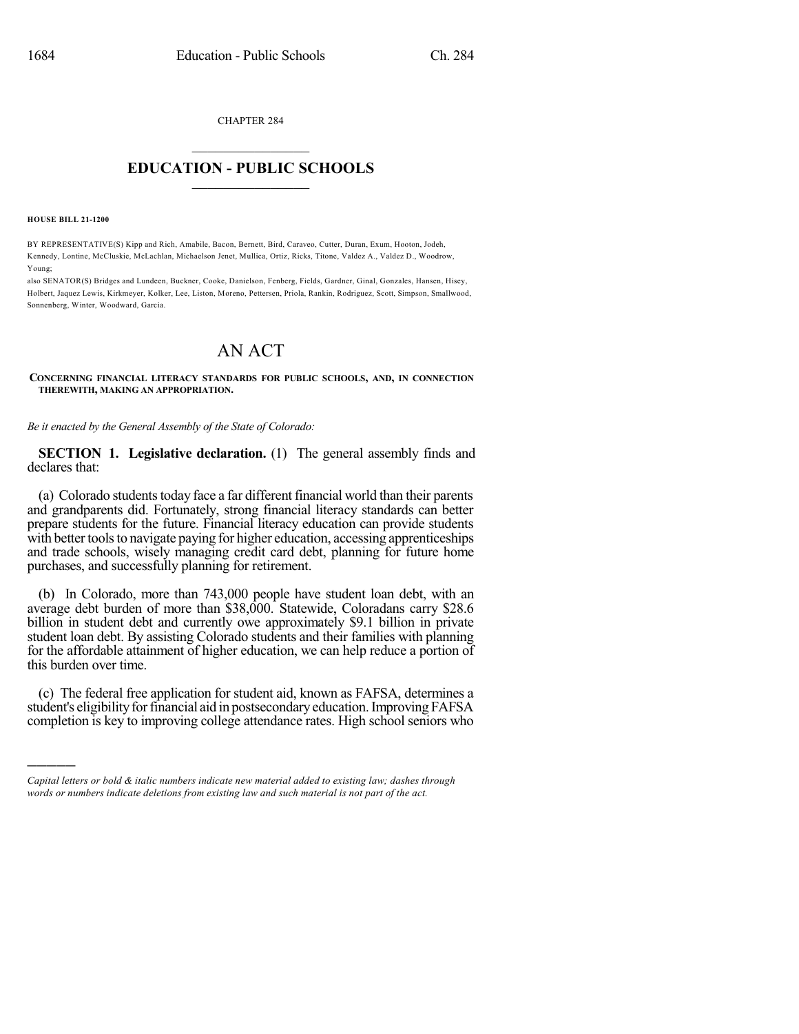CHAPTER 284

# EDUCATION - PUBLIC SCHOOLS

**HOUSE BILL 21-1200**

BY REPRESENTATIVE(S) Kipp and Rich, Amabile, Bacon, Bernett, Bird, Caraveo, Cutter, Duran, Exum, Hooton, Jodeh, Kennedy, Lontine, McCluskie, McLachlan, Michaelson Jenet, Mullica, Ortiz, Ricks, Titone, Valdez A., Valdez D., Woodrow, Young;
also SENATOR(S) Bridges and Lundeen, Buckner, Cooke, Danielson, Fenberg, Fields, Gardner, Ginal, Gonzales, Hansen, Hisey, Holbert, Jaquez Lewis, Kirkmeyer, Kolker, Lee, Liston, Moreno, Pettersen, Priola, Rankin, Rodriguez, Scott, Simpson, Smallwood, Sonnenberg, Winter, Woodward, Garcia.

# AN ACT

**CONCERNING FINANCIAL LITERACY STANDARDS FOR PUBLIC SCHOOLS, AND, IN CONNECTION THEREWITH, MAKING AN APPROPRIATION.**

*Be it enacted by the General Assembly of the State of Colorado:*

**SECTION 1. Legislative declaration.** (1) The general assembly finds and declares that:

(a) Colorado students today face a far different financial world than their parents and grandparents did. Fortunately, strong financial literacy standards can better prepare students for the future. Financial literacy education can provide students with better tools to navigate paying for higher education, accessing apprenticeships and trade schools, wisely managing credit card debt, planning for future home purchases, and successfully planning for retirement.

(b) In Colorado, more than 743,000 people have student loan debt, with an average debt burden of more than $38,000. Statewide, Coloradans carry $28.6 billion in student debt and currently owe approximately $9.1 billion in private student loan debt. By assisting Colorado students and their families with planning for the affordable attainment of higher education, we can help reduce a portion of this burden over time.

(c) The federal free application for student aid, known as FAFSA, determines a student's eligibility for financial aid in postsecondary education. Improving FAFSA completion is key to improving college attendance rates. High school seniors who

*Capital letters or bold & italic numbers indicate new material added to existing law; dashes through words or numbers indicate deletions from existing law and such material is not part of the act.*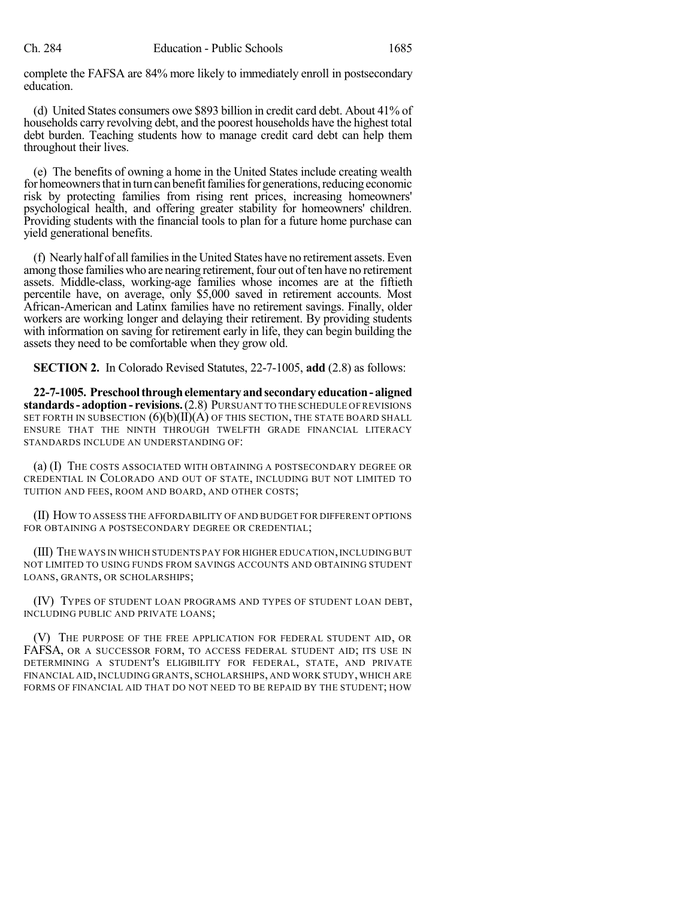complete the FAFSA are 84% more likely to immediately enroll in postsecondary education.

(d) United States consumers owe $893 billion in credit card debt. About 41% of households carry revolving debt, and the poorest households have the highest total debt burden. Teaching students how to manage credit card debt can help them throughout their lives.

(e) The benefits of owning a home in the United States include creating wealth for homeowners that in turn can benefit families for generations, reducing economic risk by protecting families from rising rent prices, increasing homeowners' psychological health, and offering greater stability for homeowners' children. Providing students with the financial tools to plan for a future home purchase can yield generational benefits.

(f) Nearly half of all families in the United States have no retirement assets. Even among those families who are nearing retirement, four out of ten have no retirement assets. Middle-class, working-age families whose incomes are at the fiftieth percentile have, on average, only $5,000 saved in retirement accounts. Most African-American and Latinx families have no retirement savings. Finally, older workers are working longer and delaying their retirement. By providing students with information on saving for retirement early in life, they can begin building the assets they need to be comfortable when they grow old.

**SECTION 2.** In Colorado Revised Statutes, 22-7-1005, **add** (2.8) as follows:

**22-7-1005. Preschool through elementary and secondary education - aligned standards - adoption - revisions.** (2.8) PURSUANT TO THE SCHEDULE OF REVISIONS SET FORTH IN SUBSECTION (6)(b)(II)(A) OF THIS SECTION, THE STATE BOARD SHALL ENSURE THAT THE NINTH THROUGH TWELFTH GRADE FINANCIAL LITERACY STANDARDS INCLUDE AN UNDERSTANDING OF:

(a) (I) THE COSTS ASSOCIATED WITH OBTAINING A POSTSECONDARY DEGREE OR CREDENTIAL IN COLORADO AND OUT OF STATE, INCLUDING BUT NOT LIMITED TO TUITION AND FEES, ROOM AND BOARD, AND OTHER COSTS;

(II) HOW TO ASSESS THE AFFORDABILITY OF AND BUDGET FOR DIFFERENT OPTIONS FOR OBTAINING A POSTSECONDARY DEGREE OR CREDENTIAL;

(III) THE WAYS IN WHICH STUDENTS PAY FOR HIGHER EDUCATION, INCLUDING BUT NOT LIMITED TO USING FUNDS FROM SAVINGS ACCOUNTS AND OBTAINING STUDENT LOANS, GRANTS, OR SCHOLARSHIPS;

(IV) TYPES OF STUDENT LOAN PROGRAMS AND TYPES OF STUDENT LOAN DEBT, INCLUDING PUBLIC AND PRIVATE LOANS;

(V) THE PURPOSE OF THE FREE APPLICATION FOR FEDERAL STUDENT AID, OR FAFSA, OR A SUCCESSOR FORM, TO ACCESS FEDERAL STUDENT AID; ITS USE IN DETERMINING A STUDENT'S ELIGIBILITY FOR FEDERAL, STATE, AND PRIVATE FINANCIAL AID, INCLUDING GRANTS, SCHOLARSHIPS, AND WORK STUDY, WHICH ARE FORMS OF FINANCIAL AID THAT DO NOT NEED TO BE REPAID BY THE STUDENT; HOW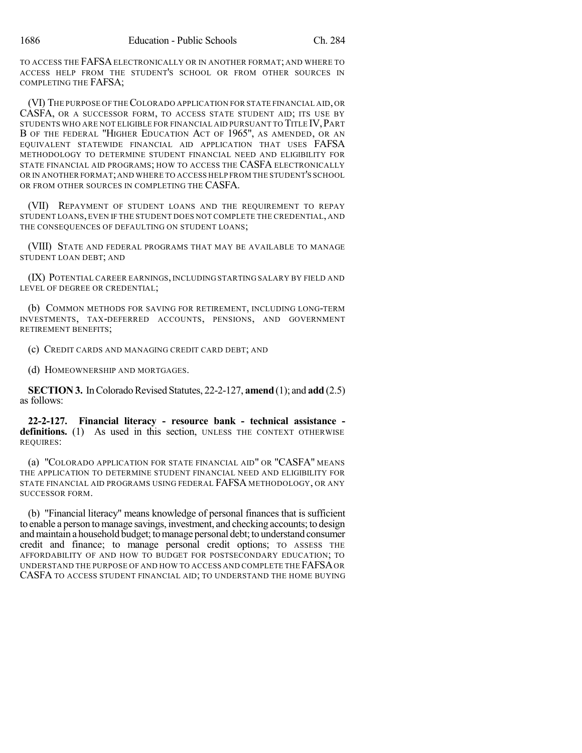TO ACCESS THE FAFSA ELECTRONICALLY OR IN ANOTHER FORMAT; AND WHERE TO ACCESS HELP FROM THE STUDENT'S SCHOOL OR FROM OTHER SOURCES IN COMPLETING THE FAFSA;

(VI) THE PURPOSE OF THE COLORADO APPLICATION FOR STATE FINANCIAL AID, OR CASFA, OR A SUCCESSOR FORM, TO ACCESS STATE STUDENT AID; ITS USE BY STUDENTS WHO ARE NOT ELIGIBLE FOR FINANCIAL AID PURSUANT TO TITLE IV, PART B OF THE FEDERAL "HIGHER EDUCATION ACT OF 1965", AS AMENDED, OR AN EQUIVALENT STATEWIDE FINANCIAL AID APPLICATION THAT USES FAFSA METHODOLOGY TO DETERMINE STUDENT FINANCIAL NEED AND ELIGIBILITY FOR STATE FINANCIAL AID PROGRAMS; HOW TO ACCESS THE CASFA ELECTRONICALLY OR IN ANOTHER FORMAT; AND WHERE TO ACCESS HELP FROM THE STUDENT'S SCHOOL OR FROM OTHER SOURCES IN COMPLETING THE CASFA.

(VII) REPAYMENT OF STUDENT LOANS AND THE REQUIREMENT TO REPAY STUDENT LOANS, EVEN IF THE STUDENT DOES NOT COMPLETE THE CREDENTIAL, AND THE CONSEQUENCES OF DEFAULTING ON STUDENT LOANS;

(VIII) STATE AND FEDERAL PROGRAMS THAT MAY BE AVAILABLE TO MANAGE STUDENT LOAN DEBT; AND

(IX) POTENTIAL CAREER EARNINGS, INCLUDING STARTING SALARY BY FIELD AND LEVEL OF DEGREE OR CREDENTIAL;

(b) COMMON METHODS FOR SAVING FOR RETIREMENT, INCLUDING LONG-TERM INVESTMENTS, TAX-DEFERRED ACCOUNTS, PENSIONS, AND GOVERNMENT RETIREMENT BENEFITS;

(c) CREDIT CARDS AND MANAGING CREDIT CARD DEBT; AND

(d) HOMEOWNERSHIP AND MORTGAGES.

**SECTION 3.** In Colorado Revised Statutes, 22-2-127, **amend** (1); and **add** (2.5) as follows:

**22-2-127. Financial literacy - resource bank - technical assistance - definitions.** (1) As used in this section, UNLESS THE CONTEXT OTHERWISE REQUIRES:

(a) "COLORADO APPLICATION FOR STATE FINANCIAL AID" OR "CASFA" MEANS THE APPLICATION TO DETERMINE STUDENT FINANCIAL NEED AND ELIGIBILITY FOR STATE FINANCIAL AID PROGRAMS USING FEDERAL FAFSA METHODOLOGY, OR ANY SUCCESSOR FORM.

(b) "Financial literacy" means knowledge of personal finances that is sufficient to enable a person to manage savings, investment, and checking accounts; to design and maintain a household budget; to manage personal debt; to understand consumer credit and finance; to manage personal credit options; TO ASSESS THE AFFORDABILITY OF AND HOW TO BUDGET FOR POSTSECONDARY EDUCATION; TO UNDERSTAND THE PURPOSE OF AND HOW TO ACCESS AND COMPLETE THE FAFSA OR CASFA TO ACCESS STUDENT FINANCIAL AID; TO UNDERSTAND THE HOME BUYING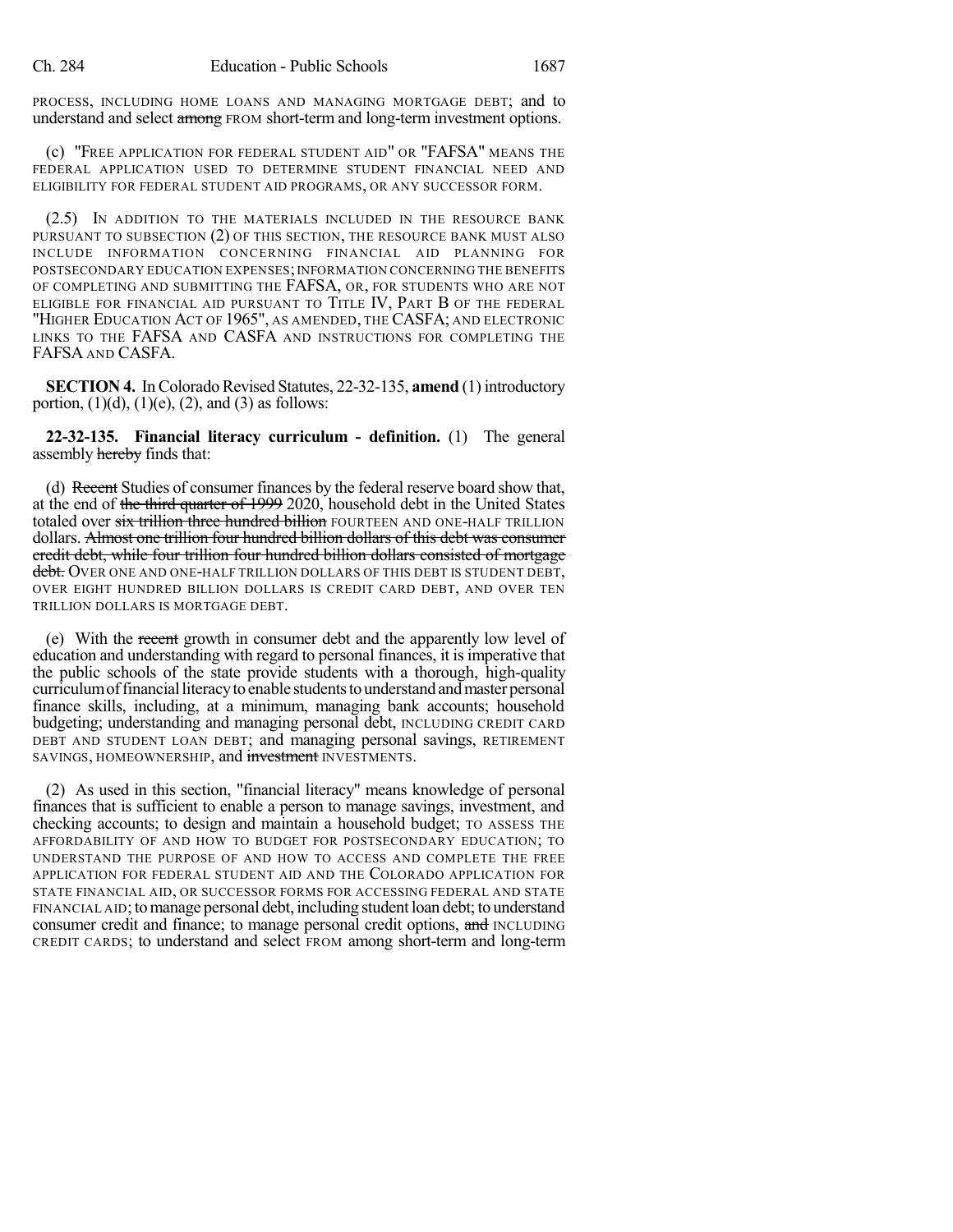PROCESS, INCLUDING HOME LOANS AND MANAGING MORTGAGE DEBT; and to understand and select ~~among~~ FROM short-term and long-term investment options.

(c) "FREE APPLICATION FOR FEDERAL STUDENT AID" OR "FAFSA" MEANS THE FEDERAL APPLICATION USED TO DETERMINE STUDENT FINANCIAL NEED AND ELIGIBILITY FOR FEDERAL STUDENT AID PROGRAMS, OR ANY SUCCESSOR FORM.

(2.5) IN ADDITION TO THE MATERIALS INCLUDED IN THE RESOURCE BANK PURSUANT TO SUBSECTION (2) OF THIS SECTION, THE RESOURCE BANK MUST ALSO INCLUDE INFORMATION CONCERNING FINANCIAL AID PLANNING FOR POSTSECONDARY EDUCATION EXPENSES; INFORMATION CONCERNING THE BENEFITS OF COMPLETING AND SUBMITTING THE FAFSA, OR, FOR STUDENTS WHO ARE NOT ELIGIBLE FOR FINANCIAL AID PURSUANT TO TITLE IV, PART B OF THE FEDERAL "HIGHER EDUCATION ACT OF 1965", AS AMENDED, THE CASFA; AND ELECTRONIC LINKS TO THE FAFSA AND CASFA AND INSTRUCTIONS FOR COMPLETING THE FAFSA AND CASFA.

**SECTION 4.** In Colorado Revised Statutes, 22-32-135, **amend** (1) introductory portion, (1)(d), (1)(e), (2), and (3) as follows:

**22-32-135. Financial literacy curriculum - definition.** (1) The general assembly ~~hereby~~ finds that:

(d) ~~Recent~~ Studies of consumer finances by the federal reserve board show that, at the end of ~~the third quarter of 1999~~ 2020, household debt in the United States totaled over ~~six trillion three hundred billion~~ FOURTEEN AND ONE-HALF TRILLION dollars. ~~Almost one trillion four hundred billion dollars of this debt was consumer credit debt, while four trillion four hundred billion dollars consisted of mortgage debt.~~ OVER ONE AND ONE-HALF TRILLION DOLLARS OF THIS DEBT IS STUDENT DEBT, OVER EIGHT HUNDRED BILLION DOLLARS IS CREDIT CARD DEBT, AND OVER TEN TRILLION DOLLARS IS MORTGAGE DEBT.

(e) With the ~~recent~~ growth in consumer debt and the apparently low level of education and understanding with regard to personal finances, it is imperative that the public schools of the state provide students with a thorough, high-quality curriculum of financial literacy to enable students to understand and master personal finance skills, including, at a minimum, managing bank accounts; household budgeting; understanding and managing personal debt, INCLUDING CREDIT CARD DEBT AND STUDENT LOAN DEBT; and managing personal savings, RETIREMENT SAVINGS, HOMEOWNERSHIP, and ~~investment~~ INVESTMENTS.

(2) As used in this section, "financial literacy" means knowledge of personal finances that is sufficient to enable a person to manage savings, investment, and checking accounts; to design and maintain a household budget; TO ASSESS THE AFFORDABILITY OF AND HOW TO BUDGET FOR POSTSECONDARY EDUCATION; TO UNDERSTAND THE PURPOSE OF AND HOW TO ACCESS AND COMPLETE THE FREE APPLICATION FOR FEDERAL STUDENT AID AND THE COLORADO APPLICATION FOR STATE FINANCIAL AID, OR SUCCESSOR FORMS FOR ACCESSING FEDERAL AND STATE FINANCIAL AID; to manage personal debt, including student loan debt; to understand consumer credit and finance; to manage personal credit options, ~~and~~ INCLUDING CREDIT CARDS; to understand and select FROM among short-term and long-term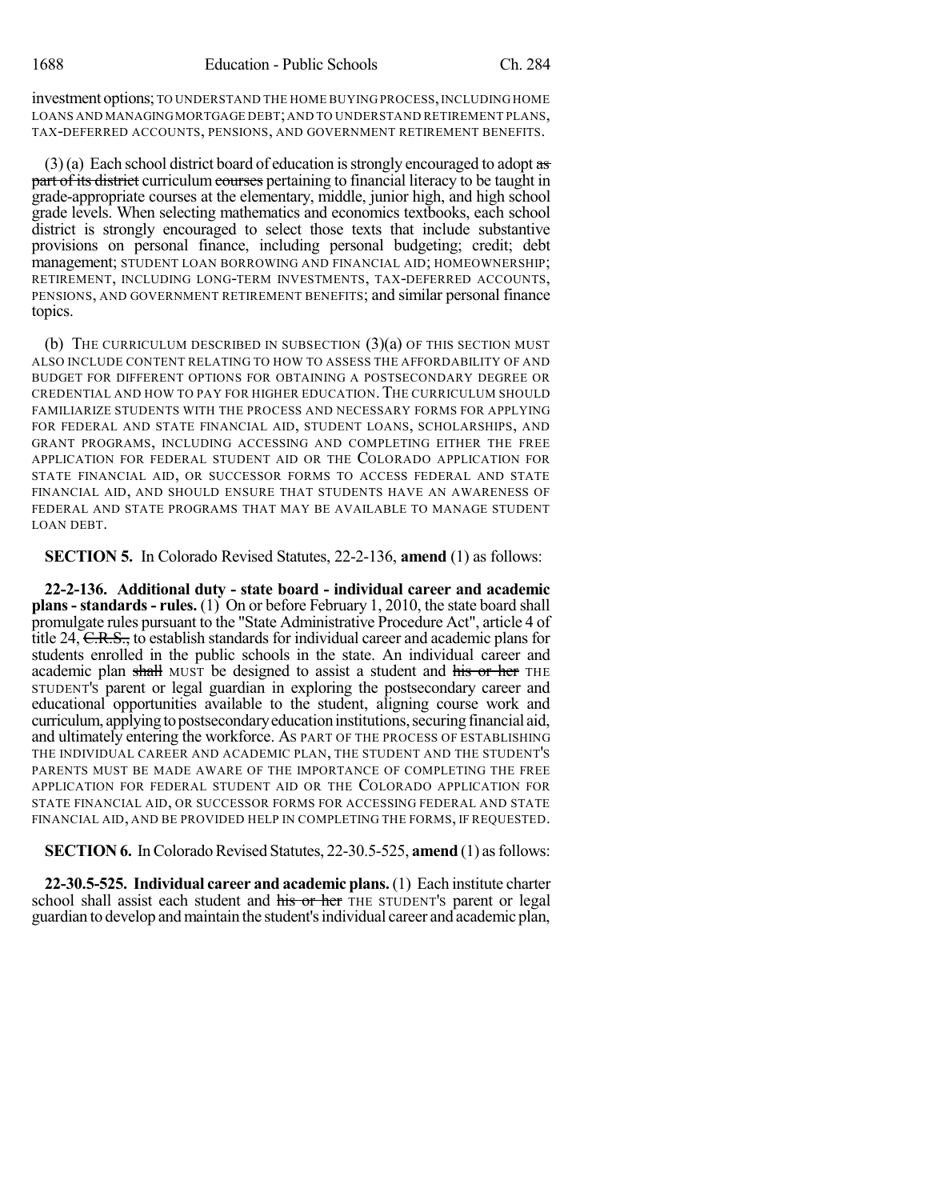investment options; TO UNDERSTAND THE HOME BUYING PROCESS, INCLUDING HOME LOANS AND MANAGING MORTGAGE DEBT; AND TO UNDERSTAND RETIREMENT PLANS, TAX-DEFERRED ACCOUNTS, PENSIONS, AND GOVERNMENT RETIREMENT BENEFITS.

(3) (a) Each school district board of education is strongly encouraged to adopt ~~as part of its district~~ curriculum ~~courses~~ pertaining to financial literacy to be taught in grade-appropriate courses at the elementary, middle, junior high, and high school grade levels. When selecting mathematics and economics textbooks, each school district is strongly encouraged to select those texts that include substantive provisions on personal finance, including personal budgeting; credit; debt management; STUDENT LOAN BORROWING AND FINANCIAL AID; HOMEOWNERSHIP; RETIREMENT, INCLUDING LONG-TERM INVESTMENTS, TAX-DEFERRED ACCOUNTS, PENSIONS, AND GOVERNMENT RETIREMENT BENEFITS; and similar personal finance topics.

(b) THE CURRICULUM DESCRIBED IN SUBSECTION (3)(a) OF THIS SECTION MUST ALSO INCLUDE CONTENT RELATING TO HOW TO ASSESS THE AFFORDABILITY OF AND BUDGET FOR DIFFERENT OPTIONS FOR OBTAINING A POSTSECONDARY DEGREE OR CREDENTIAL AND HOW TO PAY FOR HIGHER EDUCATION. THE CURRICULUM SHOULD FAMILIARIZE STUDENTS WITH THE PROCESS AND NECESSARY FORMS FOR APPLYING FOR FEDERAL AND STATE FINANCIAL AID, STUDENT LOANS, SCHOLARSHIPS, AND GRANT PROGRAMS, INCLUDING ACCESSING AND COMPLETING EITHER THE FREE APPLICATION FOR FEDERAL STUDENT AID OR THE COLORADO APPLICATION FOR STATE FINANCIAL AID, OR SUCCESSOR FORMS TO ACCESS FEDERAL AND STATE FINANCIAL AID, AND SHOULD ENSURE THAT STUDENTS HAVE AN AWARENESS OF FEDERAL AND STATE PROGRAMS THAT MAY BE AVAILABLE TO MANAGE STUDENT LOAN DEBT.

**SECTION 5.** In Colorado Revised Statutes, 22-2-136, **amend** (1) as follows:

**22-2-136. Additional duty - state board - individual career and academic plans - standards - rules.** (1) On or before February 1, 2010, the state board shall promulgate rules pursuant to the "State Administrative Procedure Act", article 4 of title 24, ~~C.R.S.,~~ to establish standards for individual career and academic plans for students enrolled in the public schools in the state. An individual career and academic plan ~~shall~~ MUST be designed to assist a student and ~~his or her~~ THE STUDENT'S parent or legal guardian in exploring the postsecondary career and educational opportunities available to the student, aligning course work and curriculum, applying to postsecondary education institutions, securing financial aid, and ultimately entering the workforce. AS PART OF THE PROCESS OF ESTABLISHING THE INDIVIDUAL CAREER AND ACADEMIC PLAN, THE STUDENT AND THE STUDENT'S PARENTS MUST BE MADE AWARE OF THE IMPORTANCE OF COMPLETING THE FREE APPLICATION FOR FEDERAL STUDENT AID OR THE COLORADO APPLICATION FOR STATE FINANCIAL AID, OR SUCCESSOR FORMS FOR ACCESSING FEDERAL AND STATE FINANCIAL AID, AND BE PROVIDED HELP IN COMPLETING THE FORMS, IF REQUESTED.

**SECTION 6.** In Colorado Revised Statutes, 22-30.5-525, **amend** (1) as follows:

**22-30.5-525. Individual career and academic plans.** (1) Each institute charter school shall assist each student and ~~his or her~~ THE STUDENT'S parent or legal guardian to develop and maintain the student's individual career and academic plan,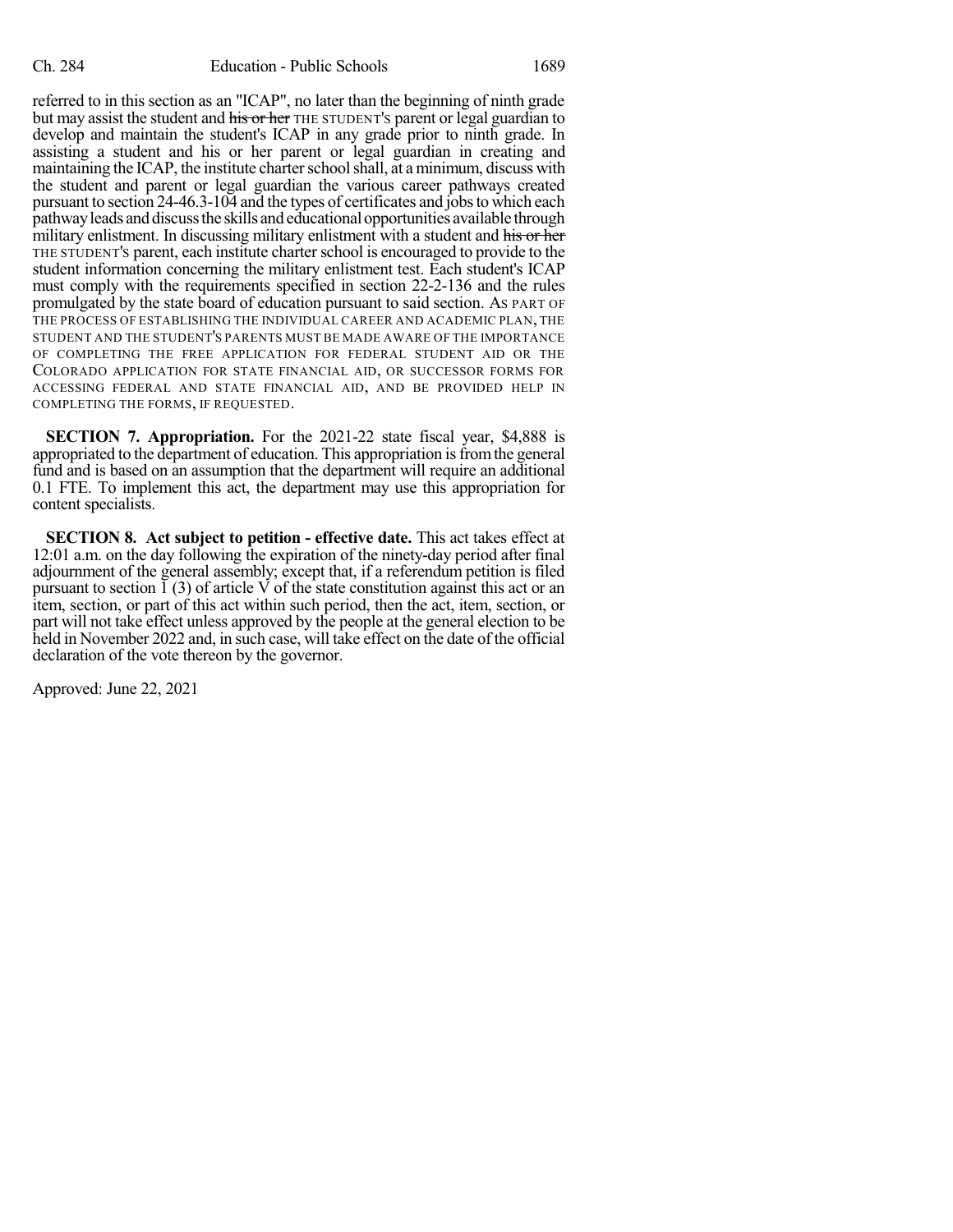referred to in this section as an "ICAP", no later than the beginning of ninth grade but may assist the student and ~~his or her~~ THE STUDENT'S parent or legal guardian to develop and maintain the student's ICAP in any grade prior to ninth grade. In assisting a student and his or her parent or legal guardian in creating and maintaining the ICAP, the institute charter school shall, at a minimum, discuss with the student and parent or legal guardian the various career pathways created pursuant to section 24-46.3-104 and the types of certificates and jobs to which each pathway leads and discuss the skills and educational opportunities available through military enlistment. In discussing military enlistment with a student and ~~his or her~~ THE STUDENT'S parent, each institute charter school is encouraged to provide to the student information concerning the military enlistment test. Each student's ICAP must comply with the requirements specified in section 22-2-136 and the rules promulgated by the state board of education pursuant to said section. AS PART OF THE PROCESS OF ESTABLISHING THE INDIVIDUAL CAREER AND ACADEMIC PLAN, THE STUDENT AND THE STUDENT'S PARENTS MUST BE MADE AWARE OF THE IMPORTANCE OF COMPLETING THE FREE APPLICATION FOR FEDERAL STUDENT AID OR THE COLORADO APPLICATION FOR STATE FINANCIAL AID, OR SUCCESSOR FORMS FOR ACCESSING FEDERAL AND STATE FINANCIAL AID, AND BE PROVIDED HELP IN COMPLETING THE FORMS, IF REQUESTED.

**SECTION 7. Appropriation.** For the 2021-22 state fiscal year, $4,888 is appropriated to the department of education. This appropriation is from the general fund and is based on an assumption that the department will require an additional 0.1 FTE. To implement this act, the department may use this appropriation for content specialists.

**SECTION 8. Act subject to petition - effective date.** This act takes effect at 12:01 a.m. on the day following the expiration of the ninety-day period after final adjournment of the general assembly; except that, if a referendum petition is filed pursuant to section 1 (3) of article V of the state constitution against this act or an item, section, or part of this act within such period, then the act, item, section, or part will not take effect unless approved by the people at the general election to be held in November 2022 and, in such case, will take effect on the date of the official declaration of the vote thereon by the governor.

Approved: June 22, 2021